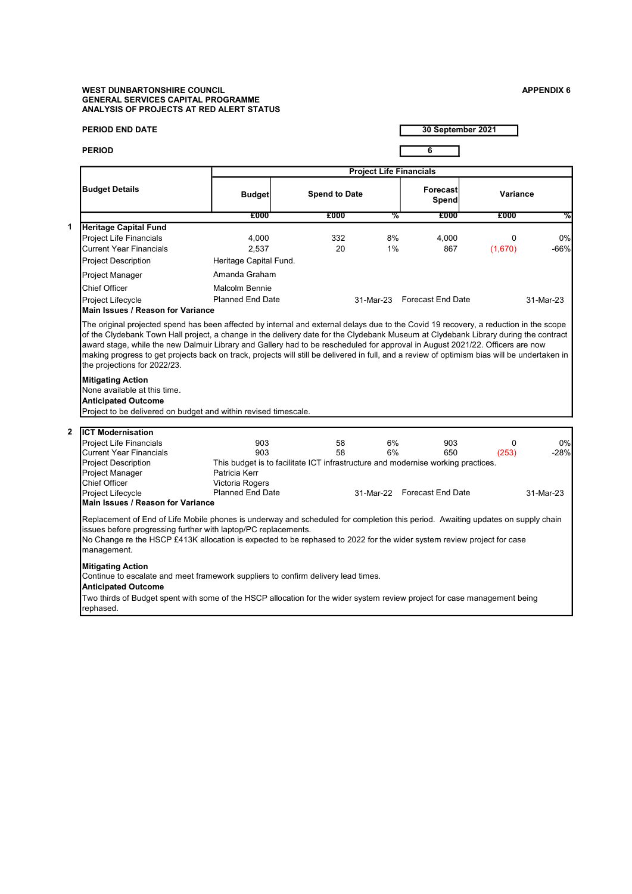**WEST DUNBARTONSHIRE COUNCIL**
**GENERAL SERVICES CAPITAL PROGRAMME**
**ANALYSIS OF PROJECTS AT RED ALERT STATUS**

**APPENDIX 6**

**PERIOD END DATE** 30 September 2021

**PERIOD** 6

| | Budget Details | Project Life Financials | | | | | |
|---|---|---|---|---|---|---|---|
| | | Budget | Spend to Date | | Forecast Spend | Variance | |
| | | £000 | £000 | % | £000 | £000 | % |
| **1** | **Heritage Capital Fund** | | | | | | |
| | Project Life Financials | 4,000 | 332 | 8% | 4,000 | 0 | 0% |
| | Current Year Financials | 2,537 | 20 | 1% | 867 | (1,670) | -66% |
| | Project Description | Heritage Capital Fund. | | | | | |
| | Project Manager | Amanda Graham | | | | | |
| | Chief Officer | Malcolm Bennie | | | | | |
| | Project Lifecycle | Planned End Date | | 31-Mar-23 | Forecast End Date | | 31-Mar-23 |

**Main Issues / Reason for Variance**

The original projected spend has been affected by internal and external delays due to the Covid 19 recovery, a reduction in the scope of the Clydebank Town Hall project, a change in the delivery date for the Clydebank Museum at Clydebank Library during the contract award stage, while the new Dalmuir Library and Gallery had to be rescheduled for approval in August 2021/22. Officers are now making progress to get projects back on track, projects will still be delivered in full, and a review of optimism bias will be undertaken in the projections for 2022/23.

**Mitigating Action**
None available at this time.

**Anticipated Outcome**
Project to be delivered on budget and within revised timescale.

| | Budget Details | Budget | Spend to Date | % | Forecast Spend | Variance | % |
|---|---|---|---|---|---|---|---|
| **2** | **ICT Modernisation** | | | | | | |
| | Project Life Financials | 903 | 58 | 6% | 903 | 0 | 0% |
| | Current Year Financials | 903 | 58 | 6% | 650 | (253) | -28% |
| | Project Description | This budget is to facilitate ICT infrastructure and modernise working practices. | | | | | |
| | Project Manager | Patricia Kerr | | | | | |
| | Chief Officer | Victoria Rogers | | | | | |
| | Project Lifecycle | Planned End Date | | 31-Mar-22 | Forecast End Date | | 31-Mar-23 |

**Main Issues / Reason for Variance**

Replacement of End of Life Mobile phones is underway and scheduled for completion this period. Awaiting updates on supply chain issues before progressing further with laptop/PC replacements.
No Change re the HSCP £413K allocation is expected to be rephased to 2022 for the wider system review project for case management.

**Mitigating Action**
Continue to escalate and meet framework suppliers to confirm delivery lead times.

**Anticipated Outcome**
Two thirds of Budget spent with some of the HSCP allocation for the wider system review project for case management being rephased.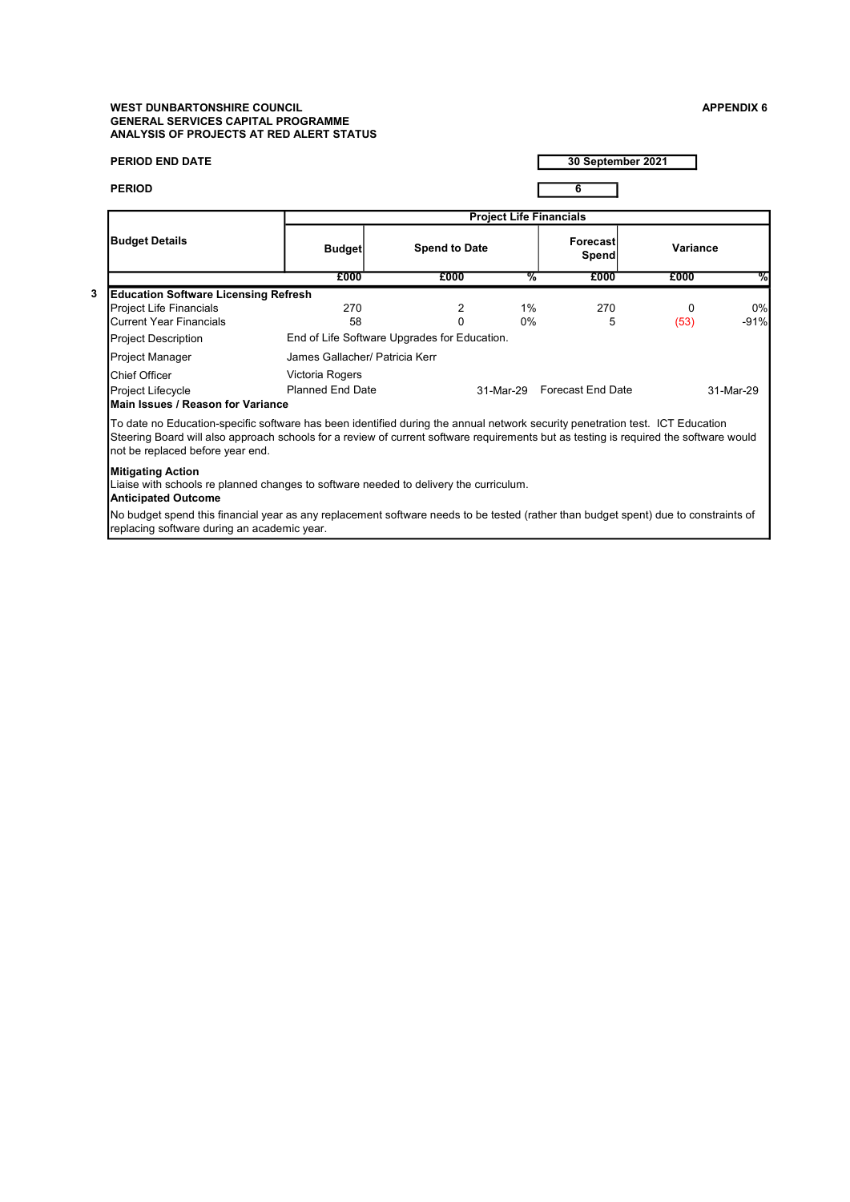**WEST DUNBARTONSHIRE COUNCIL**
**GENERAL SERVICES CAPITAL PROGRAMME**
**ANALYSIS OF PROJECTS AT RED ALERT STATUS**

**APPENDIX 6**

**PERIOD END DATE** **30 September 2021**

**PERIOD** **6**

| | **Budget Details** | **Project Life Financials** | | | | | |
|---|---|---|---|---|---|---|---|
| | | **Budget** | **Spend to Date** | | **Forecast Spend** | **Variance** | |
| | | **£000** | **£000** | **%** | **£000** | **£000** | **%** |
| 3 | **Education Software Licensing Refresh** | | | | | | |
| | Project Life Financials | 270 | 2 | 1% | 270 | 0 | 0% |
| | Current Year Financials | 58 | 0 | 0% | 5 | (53) | -91% |
| | Project Description | End of Life Software Upgrades for Education. | | | | | |
| | Project Manager | James Gallacher/ Patricia Kerr | | | | | |
| | Chief Officer | Victoria Rogers | | | | | |
| | Project Lifecycle | Planned End Date | | 31-Mar-29 | Forecast End Date | | 31-Mar-29 |

**Main Issues / Reason for Variance**

To date no Education-specific software has been identified during the annual network security penetration test. ICT Education Steering Board will also approach schools for a review of current software requirements but as testing is required the software would not be replaced before year end.

**Mitigating Action**

Liaise with schools re planned changes to software needed to delivery the curriculum.

**Anticipated Outcome**

No budget spend this financial year as any replacement software needs to be tested (rather than budget spent) due to constraints of replacing software during an academic year.